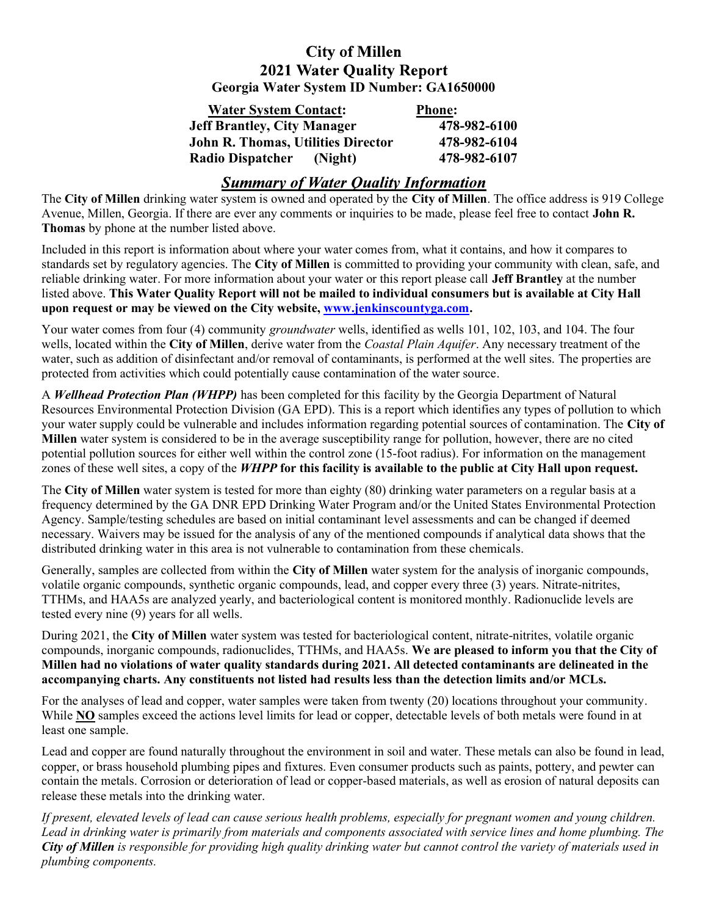# City of Millen
## 2021 Water Quality Report
### Georgia Water System ID Number: GA1650000

| Water System Contact: | Phone: |
|---|---|
| **Jeff Brantley, City Manager** | **478-982-6100** |
| **John R. Thomas, Utilities Director** | **478-982-6104** |
| **Radio Dispatcher (Night)** | **478-982-6107** |

## *Summary of Water Quality Information*

The **City of Millen** drinking water system is owned and operated by the **City of Millen**. The office address is 919 College Avenue, Millen, Georgia. If there are ever any comments or inquiries to be made, please feel free to contact **John R. Thomas** by phone at the number listed above.

Included in this report is information about where your water comes from, what it contains, and how it compares to standards set by regulatory agencies. The **City of Millen** is committed to providing your community with clean, safe, and reliable drinking water. For more information about your water or this report please call **Jeff Brantley** at the number listed above. **This Water Quality Report will not be mailed to individual consumers but is available at City Hall upon request or may be viewed on the City website, www.jenkinscountyga.com.**

Your water comes from four (4) community *groundwater* wells, identified as wells 101, 102, 103, and 104. The four wells, located within the **City of Millen**, derive water from the *Coastal Plain Aquifer*. Any necessary treatment of the water, such as addition of disinfectant and/or removal of contaminants, is performed at the well sites. The properties are protected from activities which could potentially cause contamination of the water source.

A ***Wellhead Protection Plan (WHPP)*** has been completed for this facility by the Georgia Department of Natural Resources Environmental Protection Division (GA EPD). This is a report which identifies any types of pollution to which your water supply could be vulnerable and includes information regarding potential sources of contamination. The **City of Millen** water system is considered to be in the average susceptibility range for pollution, however, there are no cited potential pollution sources for either well within the control zone (15-foot radius). For information on the management zones of these well sites, a copy of the ***WHPP*** **for this facility is available to the public at City Hall upon request.**

The **City of Millen** water system is tested for more than eighty (80) drinking water parameters on a regular basis at a frequency determined by the GA DNR EPD Drinking Water Program and/or the United States Environmental Protection Agency. Sample/testing schedules are based on initial contaminant level assessments and can be changed if deemed necessary. Waivers may be issued for the analysis of any of the mentioned compounds if analytical data shows that the distributed drinking water in this area is not vulnerable to contamination from these chemicals.

Generally, samples are collected from within the **City of Millen** water system for the analysis of inorganic compounds, volatile organic compounds, synthetic organic compounds, lead, and copper every three (3) years. Nitrate-nitrites, TTHMs, and HAA5s are analyzed yearly, and bacteriological content is monitored monthly. Radionuclide levels are tested every nine (9) years for all wells.

During 2021, the **City of Millen** water system was tested for bacteriological content, nitrate-nitrites, volatile organic compounds, inorganic compounds, radionuclides, TTHMs, and HAA5s. **We are pleased to inform you that the City of Millen had no violations of water quality standards during 2021. All detected contaminants are delineated in the accompanying charts. Any constituents not listed had results less than the detection limits and/or MCLs.**

For the analyses of lead and copper, water samples were taken from twenty (20) locations throughout your community. While **NO** samples exceed the actions level limits for lead or copper, detectable levels of both metals were found in at least one sample.

Lead and copper are found naturally throughout the environment in soil and water. These metals can also be found in lead, copper, or brass household plumbing pipes and fixtures. Even consumer products such as paints, pottery, and pewter can contain the metals. Corrosion or deterioration of lead or copper-based materials, as well as erosion of natural deposits can release these metals into the drinking water.

*If present, elevated levels of lead can cause serious health problems, especially for pregnant women and young children. Lead in drinking water is primarily from materials and components associated with service lines and home plumbing. The* ***City of Millen*** *is responsible for providing high quality drinking water but cannot control the variety of materials used in plumbing components.*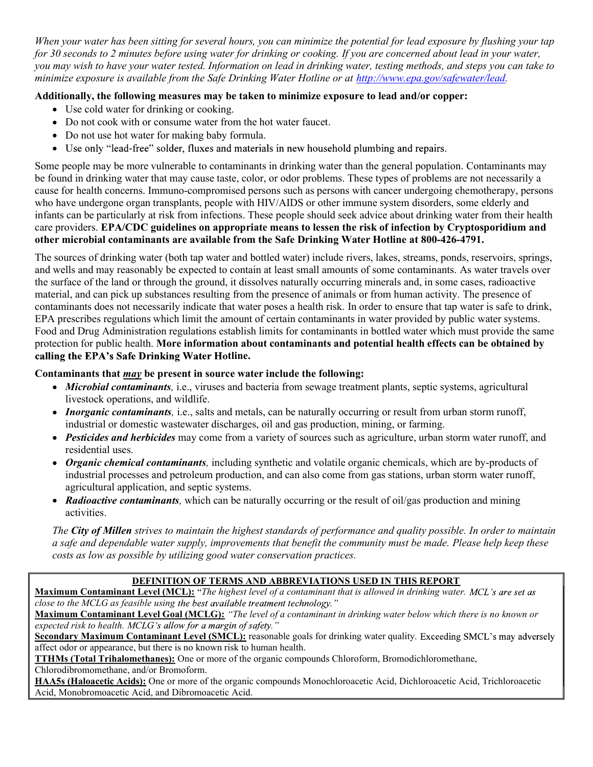*When your water has been sitting for several hours, you can minimize the potential for lead exposure by flushing your tap for 30 seconds to 2 minutes before using water for drinking or cooking. If you are concerned about lead in your water, you may wish to have your water tested. Information on lead in drinking water, testing methods, and steps you can take to minimize exposure is available from the Safe Drinking Water Hotline or at [http://www.epa.gov/safewater/lead](http://www.epa.gov/safewater/lead).*

**Additionally, the following measures may be taken to minimize exposure to lead and/or copper:**

- Use cold water for drinking or cooking.
- Do not cook with or consume water from the hot water faucet.
- Do not use hot water for making baby formula.
- Use only "lead-free" solder, fluxes and materials in new household plumbing and repairs.

Some people may be more vulnerable to contaminants in drinking water than the general population. Contaminants may be found in drinking water that may cause taste, color, or odor problems. These types of problems are not necessarily a cause for health concerns. Immuno-compromised persons such as persons with cancer undergoing chemotherapy, persons who have undergone organ transplants, people with HIV/AIDS or other immune system disorders, some elderly and infants can be particularly at risk from infections. These people should seek advice about drinking water from their health care providers. **EPA/CDC guidelines on appropriate means to lessen the risk of infection by Cryptosporidium and other microbial contaminants are available from the Safe Drinking Water Hotline at 800-426-4791.**

The sources of drinking water (both tap water and bottled water) include rivers, lakes, streams, ponds, reservoirs, springs, and wells and may reasonably be expected to contain at least small amounts of some contaminants. As water travels over the surface of the land or through the ground, it dissolves naturally occurring minerals and, in some cases, radioactive material, and can pick up substances resulting from the presence of animals or from human activity. The presence of contaminants does not necessarily indicate that water poses a health risk. In order to ensure that tap water is safe to drink, EPA prescribes regulations which limit the amount of certain contaminants in water provided by public water systems. Food and Drug Administration regulations establish limits for contaminants in bottled water which must provide the same protection for public health. **More information about contaminants and potential health effects can be obtained by calling the EPA's Safe Drinking Water Hotline.**

**Contaminants that *may* be present in source water include the following:**

- ***Microbial contaminants,*** i.e., viruses and bacteria from sewage treatment plants, septic systems, agricultural livestock operations, and wildlife.
- ***Inorganic contaminants,*** i.e., salts and metals, can be naturally occurring or result from urban storm runoff, industrial or domestic wastewater discharges, oil and gas production, mining, or farming.
- ***Pesticides and herbicides*** may come from a variety of sources such as agriculture, urban storm water runoff, and residential uses.
- ***Organic chemical contaminants,*** including synthetic and volatile organic chemicals, which are by-products of industrial processes and petroleum production, and can also come from gas stations, urban storm water runoff, agricultural application, and septic systems.
- ***Radioactive contaminants,*** which can be naturally occurring or the result of oil/gas production and mining activities.

*The **City of Millen** strives to maintain the highest standards of performance and quality possible. In order to maintain a safe and dependable water supply, improvements that benefit the community must be made. Please help keep these costs as low as possible by utilizing good water conservation practices.*

**DEFINITION OF TERMS AND ABBREVIATIONS USED IN THIS REPORT**

**Maximum Contaminant Level (MCL):** "*The highest level of a contaminant that is allowed in drinking water. MCL's are set as close to the MCLG as feasible using the best available treatment technology."*

**Maximum Contaminant Level Goal (MCLG):** *"The level of a contaminant in drinking water below which there is no known or expected risk to health. MCLG's allow for a margin of safety."*

**Secondary Maximum Contaminant Level (SMCL):** reasonable goals for drinking water quality. Exceeding SMCL's may adversely affect odor or appearance, but there is no known risk to human health.

**TTHMs (Total Trihalomethanes):** One or more of the organic compounds Chloroform, Bromodichloromethane, Chlorodibromomethane, and/or Bromoform.

**HAA5s (Haloacetic Acids):** One or more of the organic compounds Monochloroacetic Acid, Dichloroacetic Acid, Trichloroacetic Acid, Monobromoacetic Acid, and Dibromoacetic Acid.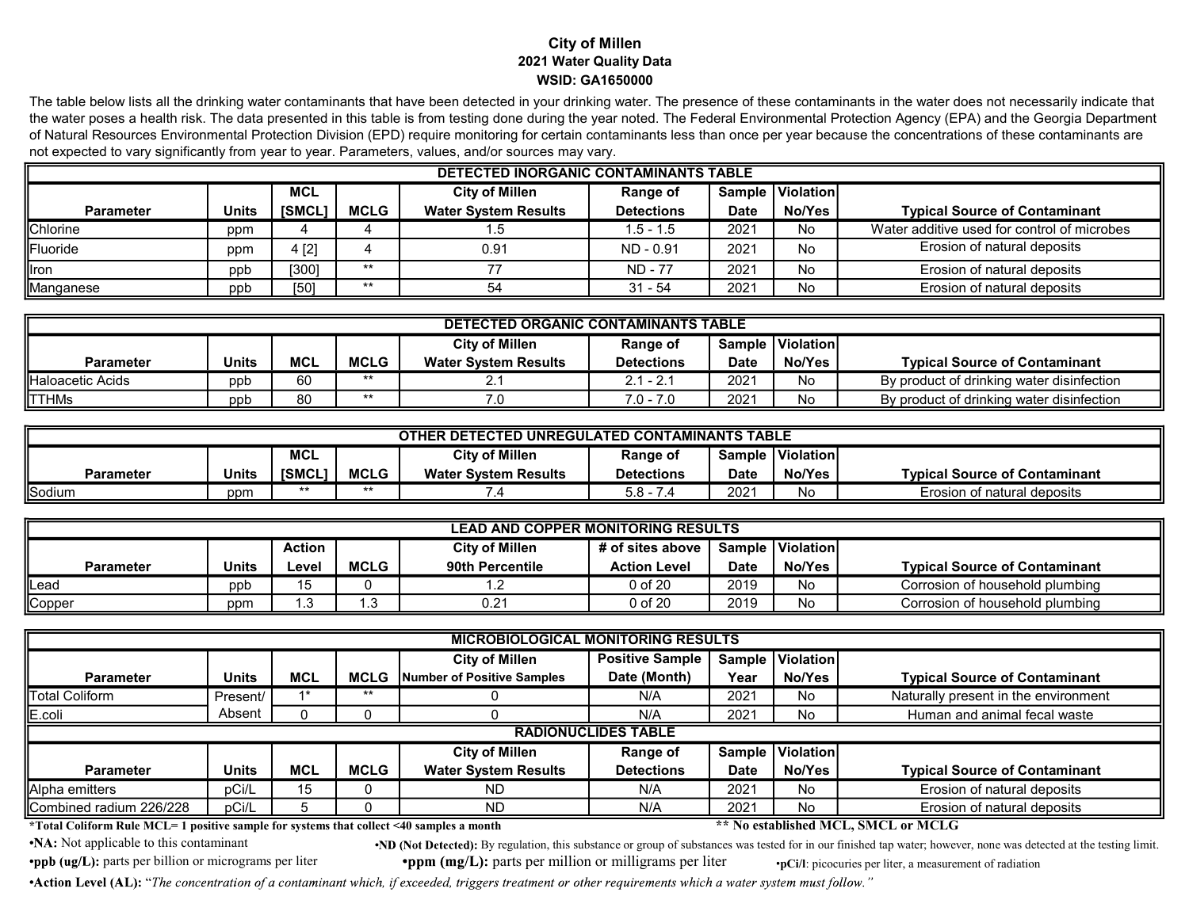# City of Millen
## 2021 Water Quality Data
## WSID: GA1650000

The table below lists all the drinking water contaminants that have been detected in your drinking water. The presence of these contaminants in the water does not necessarily indicate that the water poses a health risk. The data presented in this table is from testing done during the year noted. The Federal Environmental Protection Agency (EPA) and the Georgia Department of Natural Resources Environmental Protection Division (EPD) require monitoring for certain contaminants less than once per year because the concentrations of these contaminants are not expected to vary significantly from year to year. Parameters, values, and/or sources may vary.

**DETECTED INORGANIC CONTAMINANTS TABLE**

| Parameter | Units | MCL [SMCL] | MCLG | City of Millen Water System Results | Range of Detections | Sample Date | Violation No/Yes | Typical Source of Contaminant |
|---|---|---|---|---|---|---|---|---|
| Chlorine | ppm | 4 | 4 | 1.5 | 1.5 - 1.5 | 2021 | No | Water additive used for control of microbes |
| Fluoride | ppm | 4 [2] | 4 | 0.91 | ND - 0.91 | 2021 | No | Erosion of natural deposits |
| Iron | ppb | [300] | ** | 77 | ND - 77 | 2021 | No | Erosion of natural deposits |
| Manganese | ppb | [50] | ** | 54 | 31 - 54 | 2021 | No | Erosion of natural deposits |

**DETECTED ORGANIC CONTAMINANTS TABLE**

| Parameter | Units | MCL | MCLG | City of Millen Water System Results | Range of Detections | Sample Date | Violation No/Yes | Typical Source of Contaminant |
|---|---|---|---|---|---|---|---|---|
| Haloacetic Acids | ppb | 60 | ** | 2.1 | 2.1 - 2.1 | 2021 | No | By product of drinking water disinfection |
| TTHMs | ppb | 80 | ** | 7.0 | 7.0 - 7.0 | 2021 | No | By product of drinking water disinfection |

**OTHER DETECTED UNREGULATED CONTAMINANTS TABLE**

| Parameter | Units | MCL [SMCL] | MCLG | City of Millen Water System Results | Range of Detections | Sample Date | Violation No/Yes | Typical Source of Contaminant |
|---|---|---|---|---|---|---|---|---|
| Sodium | ppm | ** | ** | 7.4 | 5.8 - 7.4 | 2021 | No | Erosion of natural deposits |

**LEAD AND COPPER MONITORING RESULTS**

| Parameter | Units | Action Level | MCLG | City of Millen 90th Percentile | # of sites above Action Level | Sample Date | Violation No/Yes | Typical Source of Contaminant |
|---|---|---|---|---|---|---|---|---|
| Lead | ppb | 15 | 0 | 1.2 | 0 of 20 | 2019 | No | Corrosion of household plumbing |
| Copper | ppm | 1.3 | 1.3 | 0.21 | 0 of 20 | 2019 | No | Corrosion of household plumbing |

**MICROBIOLOGICAL MONITORING RESULTS**

| Parameter | Units | MCL | MCLG | City of Millen Number of Positive Samples | Positive Sample Date (Month) | Sample Year | Violation No/Yes | Typical Source of Contaminant |
|---|---|---|---|---|---|---|---|---|
| Total Coliform | Present/ | 1* | ** | 0 | N/A | 2021 | No | Naturally present in the environment |
| E.coli | Absent | 0 | 0 | 0 | N/A | 2021 | No | Human and animal fecal waste |

**RADIONUCLIDES TABLE**

| Parameter | Units | MCL | MCLG | City of Millen Water System Results | Range of Detections | Sample Date | Violation No/Yes | Typical Source of Contaminant |
|---|---|---|---|---|---|---|---|---|
| Alpha emitters | pCi/L | 15 | 0 | ND | N/A | 2021 | No | Erosion of natural deposits |
| Combined radium 226/228 | pCi/L | 5 | 0 | ND | N/A | 2021 | No | Erosion of natural deposits |

**\*Total Coliform Rule MCL= 1 positive sample for systems that collect <40 samples a month**

**\*\* No established MCL, SMCL or MCLG**

•**NA:** Not applicable to this contaminant

•**ND (Not Detected):** By regulation, this substance or group of substances was tested for in our finished tap water; however, none was detected at the testing limit.

•**ppb (ug/L):** parts per billion or micrograms per liter

•**ppm (mg/L):** parts per million or milligrams per liter

•**pCi/l**: picocuries per liter, a measurement of radiation

•**Action Level (AL):** "*The concentration of a contaminant which, if exceeded, triggers treatment or other requirements which a water system must follow.*"